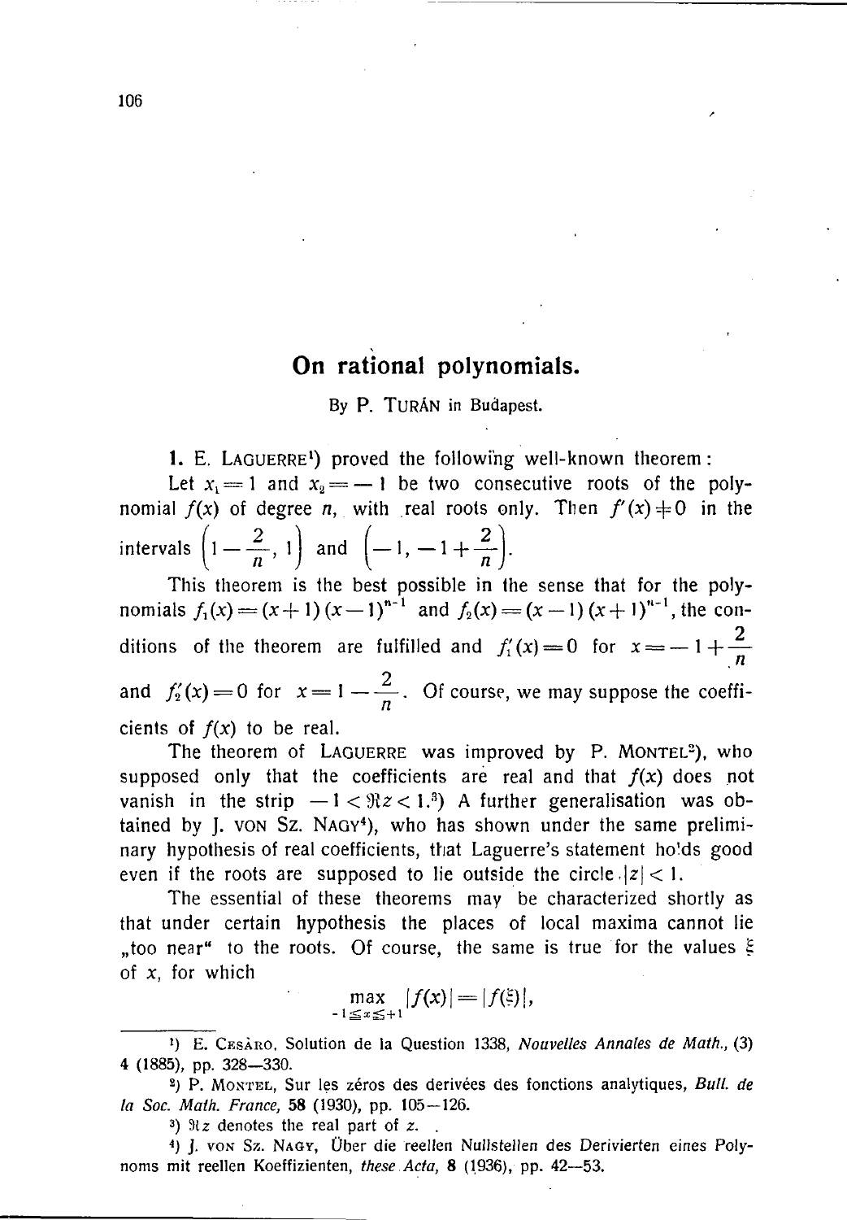# On rational polynomials.

By P. TURÁN in Budapest.

**1.** E. LAGUERRE[1]) proved the following well-known theorem:

Let $x_1 = 1$ and $x_2 = -1$ be two consecutive roots of the polynomial $f(x)$ of degree $n$, with real roots only. Then $f'(x) \neq 0$ in the intervals $\left(1 - \frac{2}{n}, 1\right)$ and $\left(-1, -1 + \frac{2}{n}\right)$.

This theorem is the best possible in the sense that for the polynomials $f_1(x) = (x+1)(x-1)^{n-1}$ and $f_2(x) = (x-1)(x+1)^{n-1}$, the conditions of the theorem are fulfilled and $f_1'(x) = 0$ for $x = -1 + \frac{2}{n}$ and $f_2'(x) = 0$ for $x = 1 - \frac{2}{n}$. Of course, we may suppose the coefficients of $f(x)$ to be real.

The theorem of LAGUERRE was improved by P. MONTEL[2]), who supposed only that the coefficients are real and that $f(x)$ does not vanish in the strip $-1 < \Re z < 1$.[3]) A further generalisation was obtained by J. VON SZ. NAGY[4]), who has shown under the same preliminary hypothesis of real coefficients, that Laguerre's statement holds good even if the roots are supposed to lie outside the circle $|z| < 1$.

The essential of these theorems may be characterized shortly as that under certain hypothesis the places of local maxima cannot lie „too near" to the roots. Of course, the same is true for the values $\xi$ of $x$, for which

$$\max_{-1 \leq x \leq +1} |f(x)| = |f(\xi)|,$$

---

[1]) E. CESÀRO, Solution de la Question 1338, *Nouvelles Annales de Math.*, (3) **4** (1885), pp. 328—330.

[2]) P. MONTEL, Sur les zéros des derivées des fonctions analytiques, *Bull. de la Soc. Math. France*, **58** (1930), pp. 105—126.

[3]) $\Re z$ denotes the real part of $z$.

[4]) J. VON SZ. NAGY, Über die reellen Nullstellen des Derivierten eines Polynoms mit reellen Koeffizienten, *these Acta*, **8** (1936), pp. 42—53.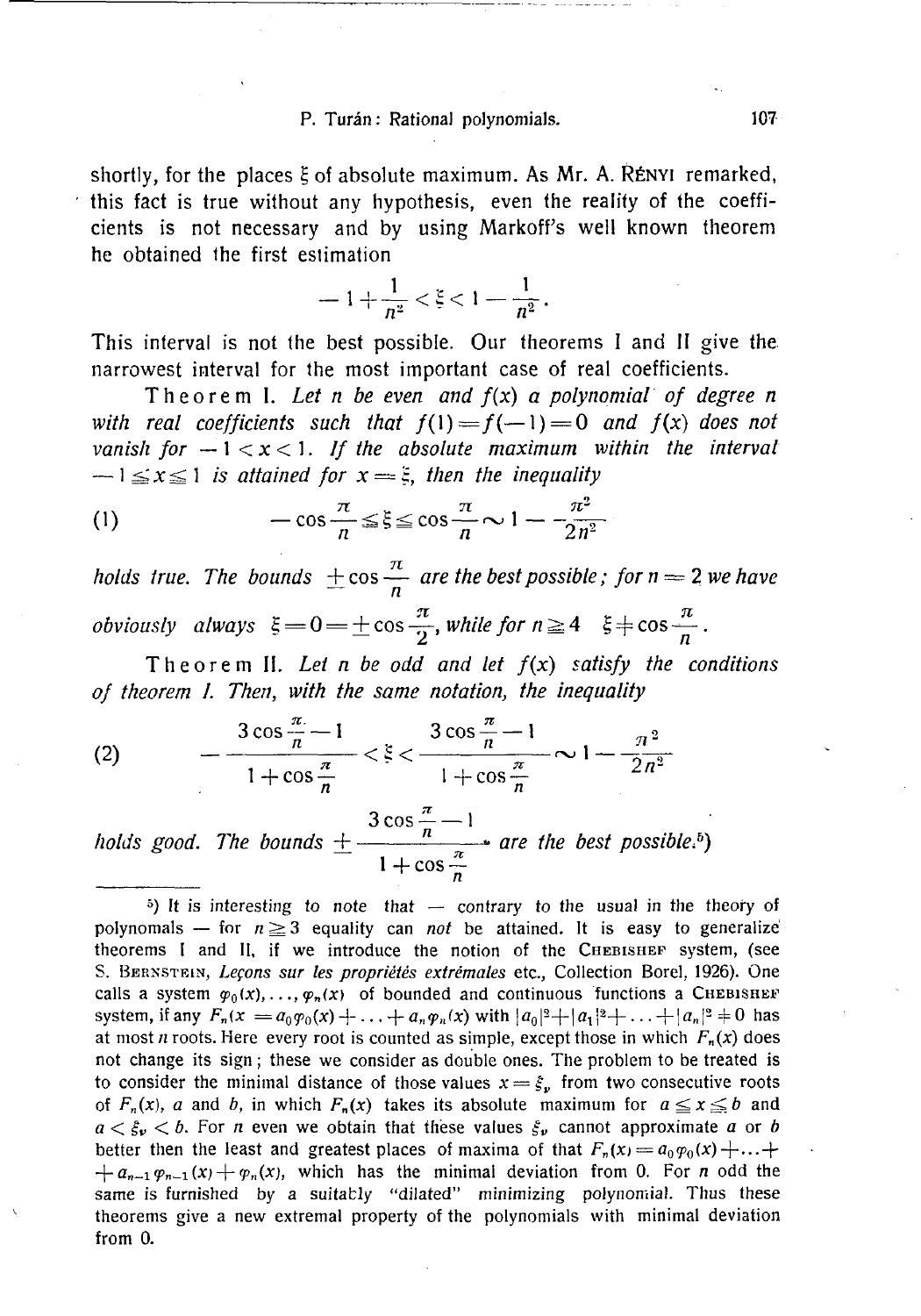shortly, for the places $\xi$ of absolute maximum. As Mr. A. Rényi remarked, this fact is true without any hypothesis, even the reality of the coefficients is not necessary and by using Markoff's well known theorem he obtained the first estimation

$$-1+\frac{1}{n^2}<\xi<1-\frac{1}{n^2}.$$

This interval is not the best possible. Our theorems I and II give the narrowest interval for the most important case of real coefficients.

Theorem I. *Let $n$ be even and $f(x)$ a polynomial of degree $n$ with real coefficients such that $f(1)=f(-1)=0$ and $f(x)$ does not vanish for $-1<x<1$. If the absolute maximum within the interval $-1\leqq x\leqq 1$ is attained for $x=\xi$, then the inequality*

$$(1)\qquad -\cos\frac{\pi}{n}\leqq\xi\leqq\cos\frac{\pi}{n}\sim 1-\frac{\pi^2}{2n^2}$$

*holds true. The bounds $\pm\cos\frac{\pi}{n}$ are the best possible; for $n=2$ we have obviously always $\xi=0=\pm\cos\frac{\pi}{2}$, while for $n\geqq 4$ $\xi\neq\cos\frac{\pi}{n}$.*

Theorem II. *Let $n$ be odd and let $f(x)$ satisfy the conditions of theorem I. Then, with the same notation, the inequality*

$$(2)\qquad -\frac{3\cos\frac{\pi}{n}-1}{1+\cos\frac{\pi}{n}}<\xi<\frac{3\cos\frac{\pi}{n}-1}{1+\cos\frac{\pi}{n}}\sim 1-\frac{\pi^2}{2n^2}$$

*holds good. The bounds $\pm\frac{3\cos\frac{\pi}{n}-1}{1+\cos\frac{\pi}{n}}$ are the best possible.*[5])

[5]) It is interesting to note that — contrary to the usual in the theory of polynomals — for $n\geqq 3$ equality can *not* be attained. It is easy to generalize theorems I and II, if we introduce the notion of the Chebishef system, (see S. Bernstein, *Leçons sur les propriétés extrémales* etc., Collection Borel, 1926). One calls a system $\varphi_0(x),\ldots,\varphi_n(x)$ of bounded and continuous functions a Chebishef system, if any $F_n(x)=a_0\varphi_0(x)+\ldots+a_n\varphi_n(x)$ with $|a_0|^2+|a_1|^2+\ldots+|a_n|^2\neq 0$ has at most $n$ roots. Here every root is counted as simple, except those in which $F_n(x)$ does not change its sign; these we consider as double ones. The problem to be treated is to consider the minimal distance of those values $x=\xi_\nu$ from two consecutive roots of $F_n(x)$, $a$ and $b$, in which $F_n(x)$ takes its absolute maximum for $a\leqq x\leqq b$ and $a<\xi_\nu<b$. For $n$ even we obtain that these values $\xi_\nu$ cannot approximate $a$ or $b$ better then the least and greatest places of maxima of that $F_n(x)=a_0\varphi_0(x)+\ldots+a_{n-1}\varphi_{n-1}(x)+\varphi_n(x)$, which has the minimal deviation from 0. For $n$ odd the same is furnished by a suitably "dilated" minimizing polynomial. Thus these theorems give a new extremal property of the polynomials with minimal deviation from 0.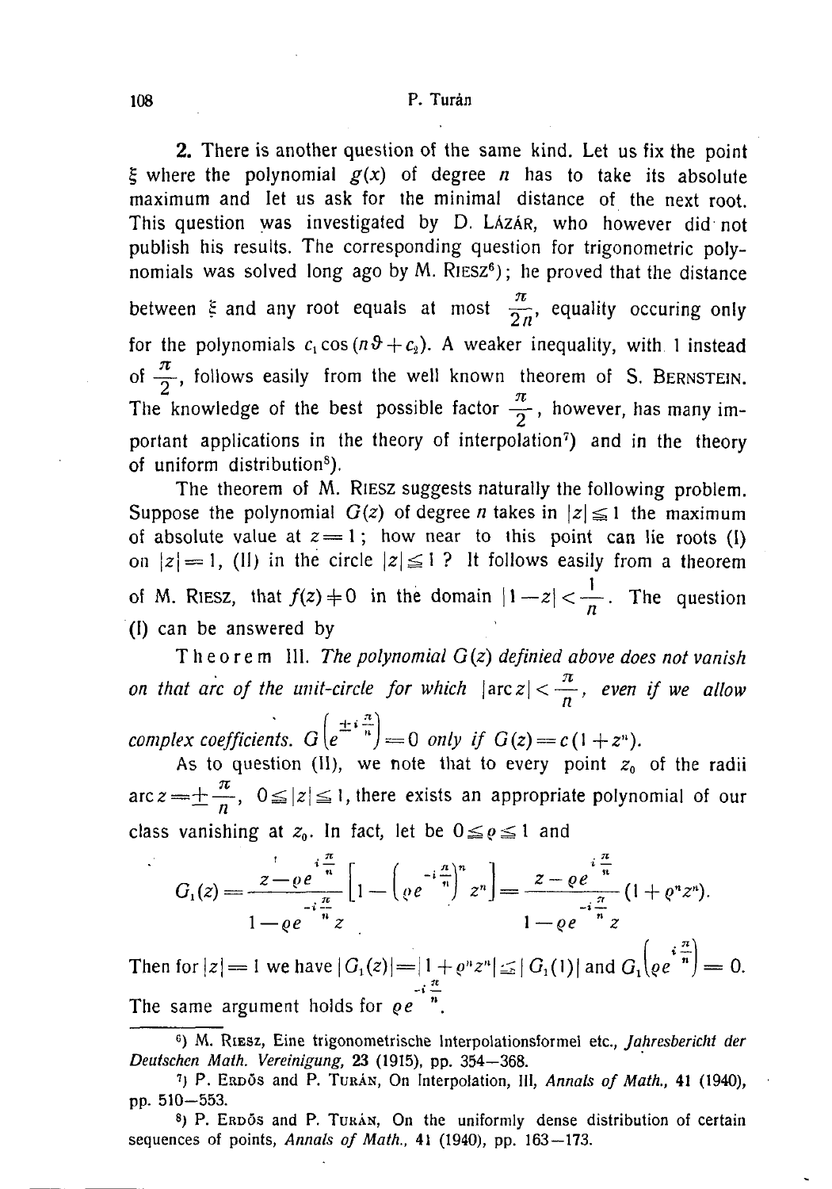**2.** There is another question of the same kind. Let us fix the point $\xi$ where the polynomial $g(x)$ of degree $n$ has to take its absolute maximum and let us ask for the minimal distance of the next root. This question was investigated by D. LÁZÁR, who however did not publish his results. The corresponding question for trigonometric polynomials was solved long ago by M. RIESZ[6]; he proved that the distance between $\xi$ and any root equals at most $\frac{\pi}{2n}$, equality occuring only for the polynomials $c_1 \cos(n\vartheta + c_2)$. A weaker inequality, with 1 instead of $\frac{\pi}{2}$, follows easily from the well known theorem of S. BERNSTEIN. The knowledge of the best possible factor $\frac{\pi}{2}$, however, has many important applications in the theory of interpolation[7]) and in the theory of uniform distribution[8]).

The theorem of M. RIESZ suggests naturally the following problem. Suppose the polynomial $G(z)$ of degree $n$ takes in $|z| \leqq 1$ the maximum of absolute value at $z = 1$; how near to this point can lie roots (I) on $|z| = 1$, (II) in the circle $|z| \leqq 1$? It follows easily from a theorem of M. RIESZ, that $f(z) \neq 0$ in the domain $|1 - z| < \frac{1}{n}$. The question (I) can be answered by

Theorem III. *The polynomial $G(z)$ definied above does not vanish on that arc of the unit-circle for which $|\operatorname{arc} z| < \frac{\pi}{n}$, even if we allow complex coefficients. $G\left(e^{\pm i \frac{\pi}{n}}\right) = 0$ only if $G(z) = c(1 + z^n)$.*

As to question (II), we note that to every point $z_0$ of the radii $\operatorname{arc} z = \pm \frac{\pi}{n}$, $0 \leqq |z| \leqq 1$, there exists an appropriate polynomial of our class vanishing at $z_0$. In fact, let be $0 \leqq \varrho \leqq 1$ and

$$G_1(z) = \frac{z - \varrho e^{i\frac{\pi}{n}}}{1 - \varrho e^{-i\frac{\pi}{n}} z} \left[1 - \left(\varrho e^{-i\frac{\pi}{n}}\right)^n z^n\right] = \frac{z - \varrho e^{i\frac{\pi}{n}}}{1 - \varrho e^{-i\frac{\pi}{n}} z} (1 + \varrho^n z^n).$$

Then for $|z| = 1$ we have $|G_1(z)| = |1 + \varrho^n z^n| \leqq |G_1(1)|$ and $G_1\left(\varrho e^{i\frac{\pi}{n}}\right) = 0$. The same argument holds for $\varrho e^{-i\frac{\pi}{n}}$.

---

[6]) M. RIESZ, Eine trigonometrische Interpolationsformel etc., *Jahresbericht der Deutschen Math. Vereinigung*, **23** (1915), pp. 354—368.

[7]) P. ERDŐS and P. TURÁN, On Interpolation, III, *Annals of Math.*, **41** (1940), pp. 510—553.

[8]) P. ERDŐS and P. TURÁN, On the uniformly dense distribution of certain sequences of points, *Annals of Math.*, **41** (1940), pp. 163—173.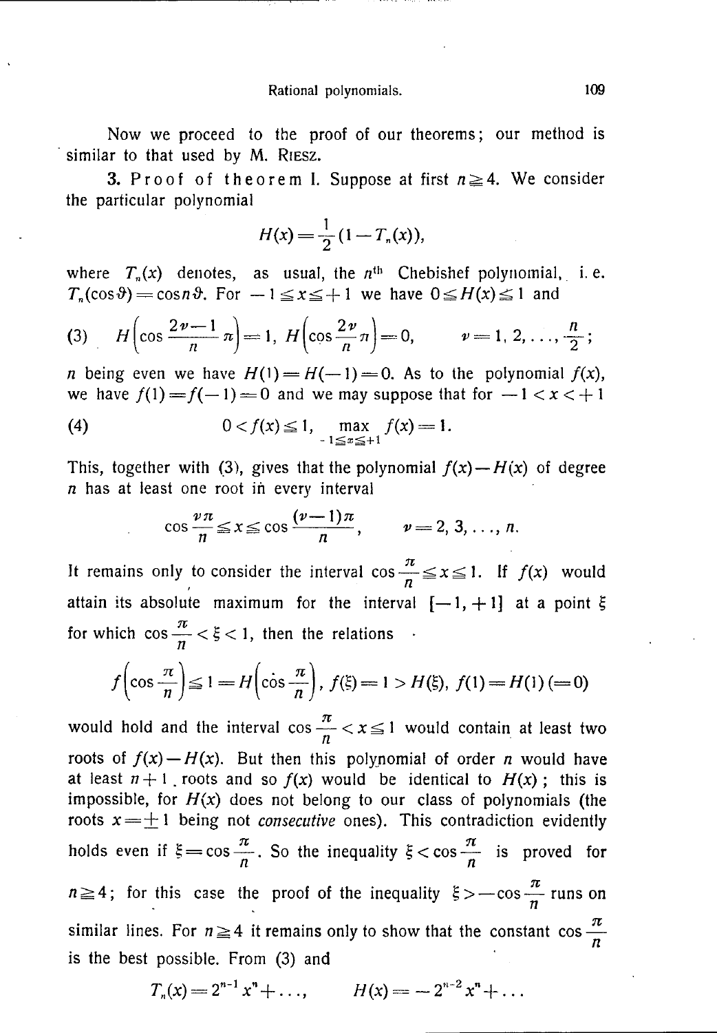Now we proceed to the proof of our theorems; our method is similar to that used by M. RIESZ.

3. Proof of theorem I. Suppose at first $n \geqq 4$. We consider the particular polynomial

$$H(x) = \frac{1}{2}(1 - T_n(x)),$$

where $T_n(x)$ denotes, as usual, the $n^{\text{th}}$ Chebishef polynomial, i. e. $T_n(\cos\vartheta) = \cos n\vartheta$. For $-1 \leqq x \leqq +1$ we have $0 \leqq H(x) \leqq 1$ and

$$(3) \qquad H\left(\cos\frac{2\nu - 1}{n}\pi\right) = 1, \; H\left(\cos\frac{2\nu}{n}\pi\right) = 0, \qquad \nu = 1, 2, \ldots, \frac{n}{2};$$

$n$ being even we have $H(1) = H(-1) = 0$. As to the polynomial $f(x)$, we have $f(1) = f(-1) = 0$ and we may suppose that for $-1 < x < +1$

$$(4) \qquad 0 < f(x) \leqq 1, \; \max_{-1 \leqq x \leqq +1} f(x) = 1.$$

This, together with (3), gives that the polynomial $f(x) - H(x)$ of degree $n$ has at least one root in every interval

$$\cos\frac{\nu\pi}{n} \leqq x \leqq \cos\frac{(\nu - 1)\pi}{n}, \qquad \nu = 2, 3, \ldots, n.$$

It remains only to consider the interval $\cos\frac{\pi}{n} \leqq x \leqq 1$. If $f(x)$ would attain its absolute maximum for the interval $[-1, +1]$ at a point $\xi$ for which $\cos\frac{\pi}{n} < \xi < 1$, then the relations

$$f\left(\cos\frac{\pi}{n}\right) \leqq 1 = H\left(\cos\frac{\pi}{n}\right), \; f(\xi) = 1 > H(\xi), \; f(1) = H(1) \, (= 0)$$

would hold and the interval $\cos\frac{\pi}{n} < x \leqq 1$ would contain at least two roots of $f(x) - H(x)$. But then this polynomial of order $n$ would have at least $n + 1$ roots and so $f(x)$ would be identical to $H(x)$; this is impossible, for $H(x)$ does not belong to our class of polynomials (the roots $x = \pm 1$ being not *consecutive* ones). This contradiction evidently holds even if $\xi = \cos\frac{\pi}{n}$. So the inequality $\xi < \cos\frac{\pi}{n}$ is proved for $n \geqq 4$; for this case the proof of the inequality $\xi > -\cos\frac{\pi}{n}$ runs on similar lines. For $n \geqq 4$ it remains only to show that the constant $\cos\frac{\pi}{n}$ is the best possible. From (3) and

$$T_n(x) = 2^{n-1}x^n + \ldots, \qquad H(x) = -2^{n-2}x^n + \ldots$$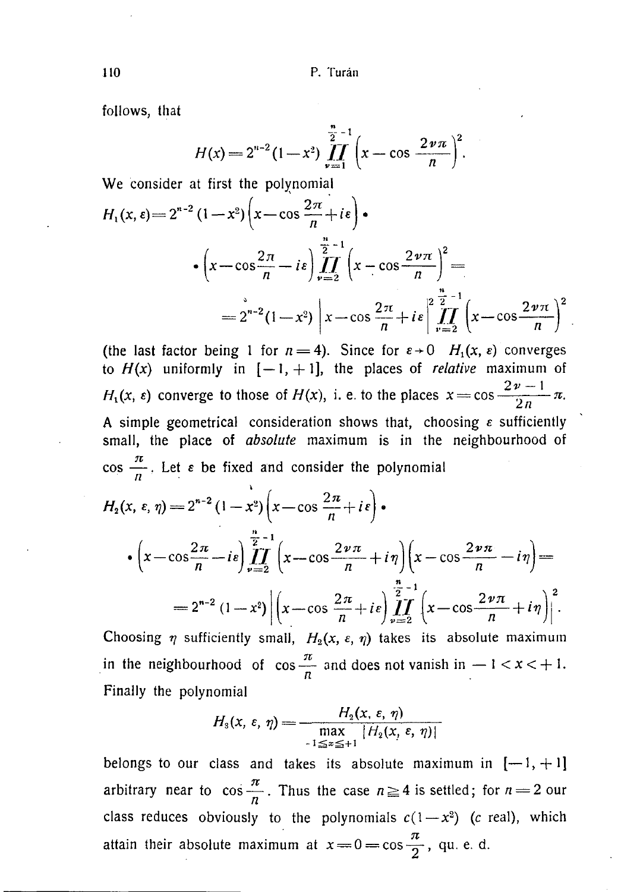follows, that

$$H(x) = 2^{n-2}(1-x^2) \prod_{\nu=1}^{\frac{n}{2}-1} \left(x - \cos\frac{2\nu\pi}{n}\right)^2.$$

We consider at first the polynomial

$$H_1(x, \varepsilon) = 2^{n-2}(1-x^2)\left(x - \cos\frac{2\pi}{n} + i\varepsilon\right) \cdot$$

$$\cdot \left(x - \cos\frac{2\pi}{n} - i\varepsilon\right) \prod_{\nu=2}^{\frac{n}{2}-1} \left(x - \cos\frac{2\nu\pi}{n}\right)^2 =$$

$$= 2^{n-2}(1-x^2)\left|x - \cos\frac{2\pi}{n} + i\varepsilon\right|^2 \prod_{\nu=2}^{\frac{n}{2}-1} \left(x - \cos\frac{2\nu\pi}{n}\right)^2$$

(the last factor being 1 for $n=4$). Since for $\varepsilon \to 0$ $H_1(x, \varepsilon)$ converges to $H(x)$ uniformly in $[-1, +1]$, the places of *relative* maximum of $H_1(x, \varepsilon)$ converge to those of $H(x)$, i. e. to the places $x = \cos\frac{2\nu - 1}{2n}\pi$. A simple geometrical consideration shows that, choosing $\varepsilon$ sufficiently small, the place of *absolute* maximum is in the neighbourhood of $\cos\frac{\pi}{n}$. Let $\varepsilon$ be fixed and consider the polynomial

$$H_2(x, \varepsilon, \eta) = 2^{n-2}(1-x^2)\left(x - \cos\frac{2\pi}{n} + i\varepsilon\right) \cdot$$

$$\cdot \left(x - \cos\frac{2\pi}{n} - i\varepsilon\right) \prod_{\nu=2}^{\frac{n}{2}-1} \left(x - \cos\frac{2\nu\pi}{n} + i\eta\right)\left(x - \cos\frac{2\nu\pi}{n} - i\eta\right) =$$

$$= 2^{n-2}(1-x^2)\left|\left(x - \cos\frac{2\pi}{n} + i\varepsilon\right) \prod_{\nu=2}^{\frac{n}{2}-1} \left(x - \cos\frac{2\nu\pi}{n} + i\eta\right)\right|^2.$$

Choosing $\eta$ sufficiently small, $H_2(x, \varepsilon, \eta)$ takes its absolute maximum in the neighbourhood of $\cos\frac{\pi}{n}$ and does not vanish in $-1 < x < +1$. Finally the polynomial

$$H_3(x, \varepsilon, \eta) = \frac{H_2(x, \varepsilon, \eta)}{\max\limits_{-1 \leq x \leq +1} |H_2(x, \varepsilon, \eta)|}$$

belongs to our class and takes its absolute maximum in $[-1, +1]$ arbitrary near to $\cos\frac{\pi}{n}$. Thus the case $n \geq 4$ is settled; for $n=2$ our class reduces obviously to the polynomials $c(1-x^2)$ ($c$ real), which attain their absolute maximum at $x = 0 = \cos\frac{\pi}{2}$, qu. e. d.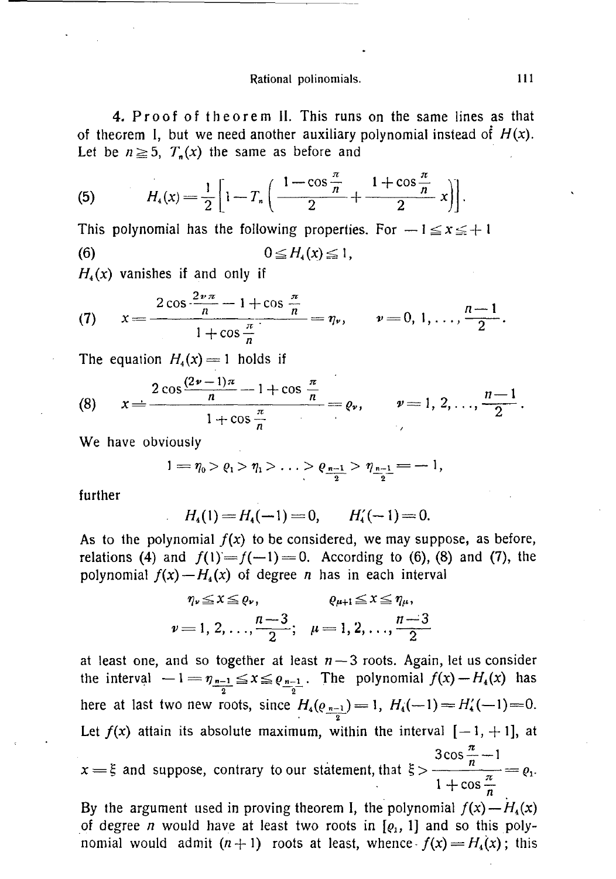**4. Proof of theorem II.** This runs on the same lines as that of theorem I, but we need another auxiliary polynomial instead of $H(x)$. Let be $n \geqq 5$, $T_n(x)$ the same as before and

$$H_4(x) = \frac{1}{2}\left[1 - T_n\left(\frac{1-\cos\frac{\pi}{n}}{2} + \frac{1+\cos\frac{\pi}{n}}{2}\,x\right)\right]. \tag{5}$$

This polynomial has the following properties. For $-1 \leqq x \leqq +1$

$$0 \leqq H_4(x) \leqq 1, \tag{6}$$

$H_4(x)$ vanishes if and only if

$$x = \frac{2\cos\frac{2\nu\pi}{n} - 1 + \cos\frac{\pi}{n}}{1+\cos\frac{\pi}{n}} = \eta_\nu, \qquad \nu = 0, 1, \ldots, \frac{n-1}{2}. \tag{7}$$

The equation $H_4(x) = 1$ holds if

$$x = \frac{2\cos\frac{(2\nu-1)\pi}{n} - 1 + \cos\frac{\pi}{n}}{1+\cos\frac{\pi}{n}} = \varrho_\nu, \qquad \nu = 1, 2, \ldots, \frac{n-1}{2}. \tag{8}$$

We have obviously

$$1 = \eta_0 > \varrho_1 > \eta_1 > \ldots > \varrho_{\frac{n-1}{2}} > \eta_{\frac{n-1}{2}} = -1,$$

further

$$H_4(1) = H_4(-1) = 0, \qquad H_4'(-1) = 0.$$

As to the polynomial $f(x)$ to be considered, we may suppose, as before, relations (4) and $f(1) = f(-1) = 0$. According to (6), (8) and (7), the polynomial $f(x) - H_4(x)$ of degree $n$ has in each interval

$$\eta_\nu \leqq x \leqq \varrho_\nu, \qquad \varrho_{\mu+1} \leqq x \leqq \eta_\mu,$$
$$\nu = 1, 2, \ldots, \frac{n-3}{2}; \quad \mu = 1, 2, \ldots, \frac{n-3}{2}$$

at least one, and so together at least $n-3$ roots. Again, let us consider the interval $-1 = \eta_{\frac{n-1}{2}} \leqq x \leqq \varrho_{\frac{n-1}{2}}$. The polynomial $f(x) - H_4(x)$ has here at last two new roots, since $H_4(\varrho_{\frac{n-1}{2}}) = 1$, $H_4(-1) = H_4'(-1) = 0$. Let $f(x)$ attain its absolute maximum, within the interval $[-1, +1]$, at $x = \xi$ and suppose, contrary to our statement, that $\xi > \dfrac{3\cos\frac{\pi}{n} - 1}{1+\cos\frac{\pi}{n}} = \varrho_1$.

By the argument used in proving theorem I, the polynomial $f(x) - H_4(x)$ of degree $n$ would have at least two roots in $[\varrho_1, 1]$ and so this polynomial would admit $(n+1)$ roots at least, whence $f(x) = H_4(x)$; this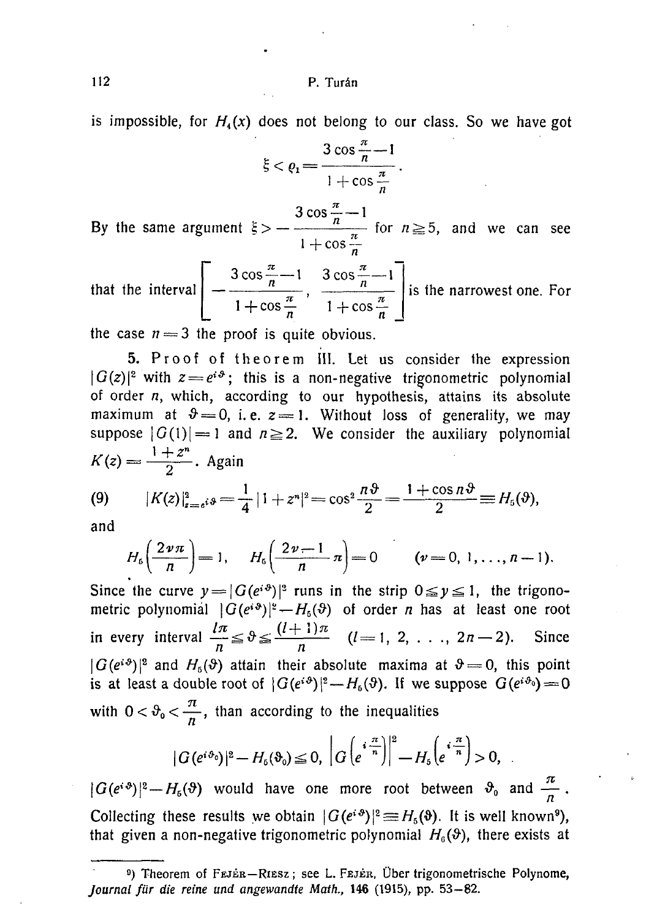is impossible, for $H_4(x)$ does not belong to our class. So we have got

$$\xi < \varrho_1 = \frac{3\cos\frac{\pi}{n} - 1}{1 + \cos\frac{\pi}{n}}.$$

By the same argument $\xi > -\dfrac{3\cos\frac{\pi}{n} - 1}{1 + \cos\frac{\pi}{n}}$ for $n \geqq 5$, and we can see that the interval $\left[-\dfrac{3\cos\frac{\pi}{n} - 1}{1 + \cos\frac{\pi}{n}}, \dfrac{3\cos\frac{\pi}{n} - 1}{1 + \cos\frac{\pi}{n}}\right]$ is the narrowest one. For the case $n = 3$ the proof is quite obvious.

**5. Proof of theorem III.** Let us consider the expression $|G(z)|^2$ with $z = e^{i\vartheta}$; this is a non-negative trigonometric polynomial of order $n$, which, according to our hypothesis, attains its absolute maximum at $\vartheta = 0$, i. e. $z = 1$. Without loss of generality, we may suppose $|G(1)| = 1$ and $n \geqq 2$. We consider the auxiliary polynomial $K(z) = \dfrac{1 + z^n}{2}$. Again

$$(9) \qquad |K(z)|^2_{z=e^{i\vartheta}} = \frac{1}{4}|1 + z^n|^2 = \cos^2\frac{n\vartheta}{2} = \frac{1 + \cos n\vartheta}{2} \equiv H_5(\vartheta),$$

and

$$H_5\left(\frac{2\nu\pi}{n}\right) = 1, \quad H_5\left(\frac{2\nu - 1}{n}\pi\right) = 0 \qquad (\nu = 0, 1, \ldots, n-1).$$

Since the curve $y = |G(e^{i\vartheta})|^2$ runs in the strip $0 \leqq y \leqq 1$, the trigonometric polynomial $|G(e^{i\vartheta})|^2 - H_5(\vartheta)$ of order $n$ has at least one root in every interval $\dfrac{l\pi}{n} \leqq \vartheta \leqq \dfrac{(l+1)\pi}{n}$ $(l = 1, 2, \ldots, 2n-2)$. Since $|G(e^{i\vartheta})|^2$ and $H_5(\vartheta)$ attain their absolute maxima at $\vartheta = 0$, this point is at least a double root of $|G(e^{i\vartheta})|^2 - H_5(\vartheta)$. If we suppose $G(e^{i\vartheta_0}) = 0$ with $0 < \vartheta_0 < \dfrac{\pi}{n}$, than according to the inequalities

$$|G(e^{i\vartheta_0})|^2 - H_5(\vartheta_0) \leqq 0, \quad \left|G\left(e^{i\frac{\pi}{n}}\right)\right|^2 - H_5\left(e^{i\frac{\pi}{n}}\right) > 0,$$

$|G(e^{i\vartheta})|^2 - H_5(\vartheta)$ would have one more root between $\vartheta_0$ and $\dfrac{\pi}{n}$. Collecting these results we obtain $|G(e^{i\vartheta})|^2 \equiv H_5(\vartheta)$. It is well known[9]), that given a non-negative trigonometric polynomial $H_6(\vartheta)$, there exists at

---

[9]) Theorem of Fejér—Riesz; see L. Fejér, Über trigonometrische Polynome, *Journal für die reine und angewandte Math.*, **146** (1915), pp. 53–82.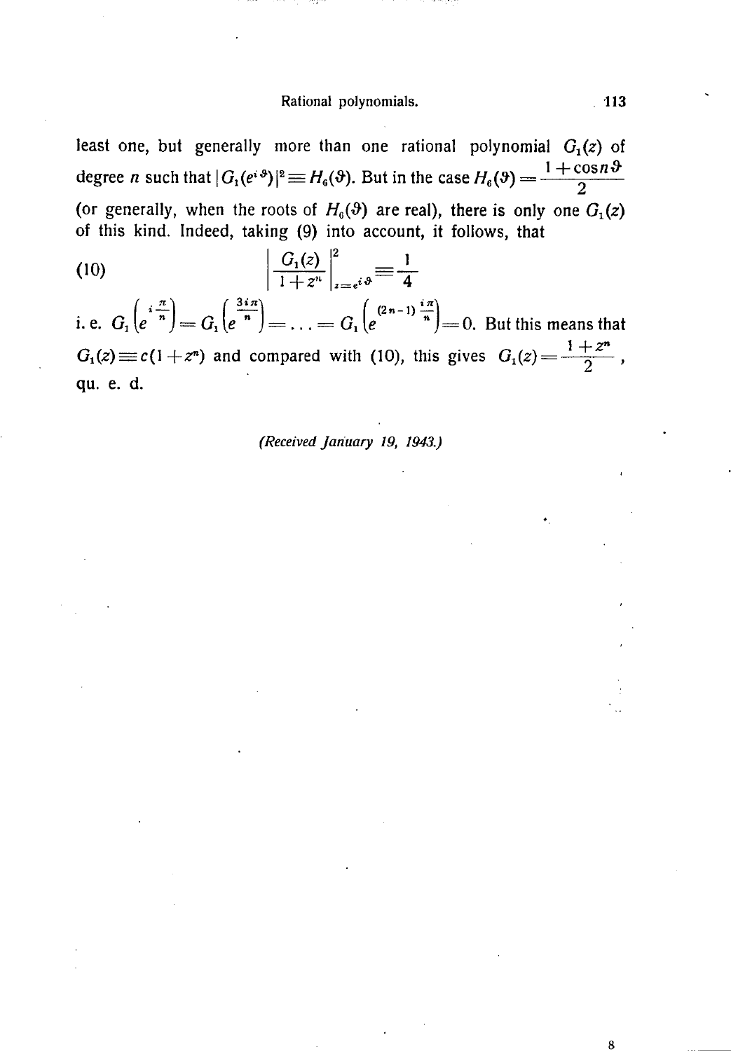least one, but generally more than one rational polynomial $G_1(z)$ of degree $n$ such that $|G_1(e^{i\vartheta})|^2 \equiv H_6(\vartheta)$. But in the case $H_6(\vartheta) = \frac{1+\cos n\vartheta}{2}$ (or generally, when the roots of $H_6(\vartheta)$ are real), there is only one $G_1(z)$ of this kind. Indeed, taking (9) into account, it follows, that

$$\left| \frac{G_1(z)}{1+z^n} \right|^2_{z=e^{i\vartheta}} \equiv \frac{1}{4} \tag{10}$$

i. e. $G_1\left(e^{i\frac{\pi}{n}}\right) = G_1\left(e^{\frac{3i\pi}{n}}\right) = \ldots = G_1\left(e^{(2n-1)\frac{i\pi}{n}}\right) = 0$. But this means that $G_1(z) \equiv c(1+z^n)$ and compared with (10), this gives $G_1(z) = \frac{1+z^n}{2}$, qu. e. d.

*(Received January 19, 1943.)*